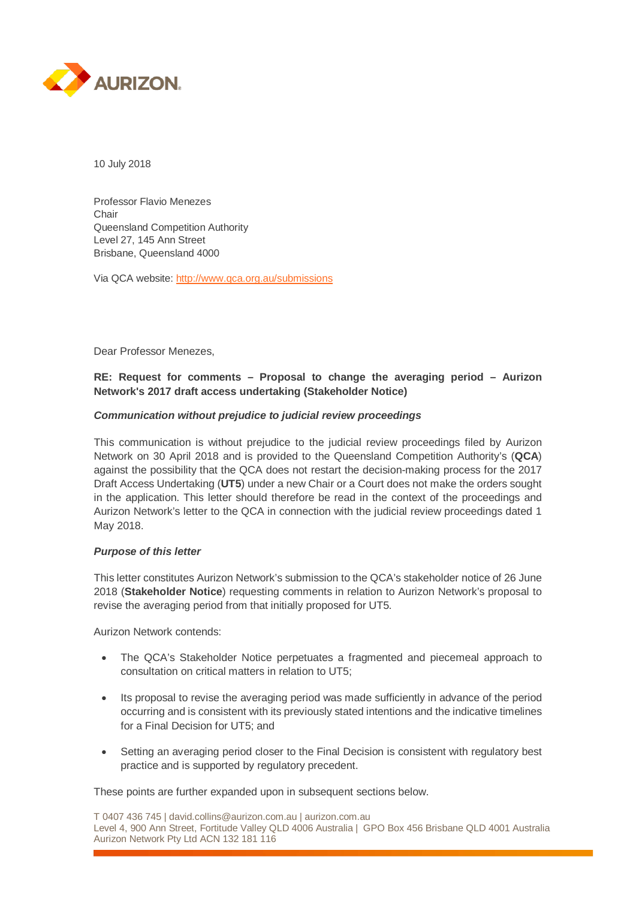10 July 2018

Professor Flavio Menezes
Chair
Queensland Competition Authority
Level 27, 145 Ann Street
Brisbane, Queensland 4000

Via QCA website: http://www.qca.org.au/submissions

Dear Professor Menezes,

**RE: Request for comments – Proposal to change the averaging period – Aurizon Network's 2017 draft access undertaking (Stakeholder Notice)**

***Communication without prejudice to judicial review proceedings***

This communication is without prejudice to the judicial review proceedings filed by Aurizon Network on 30 April 2018 and is provided to the Queensland Competition Authority's (**QCA**) against the possibility that the QCA does not restart the decision-making process for the 2017 Draft Access Undertaking (**UT5**) under a new Chair or a Court does not make the orders sought in the application. This letter should therefore be read in the context of the proceedings and Aurizon Network's letter to the QCA in connection with the judicial review proceedings dated 1 May 2018.

***Purpose of this letter***

This letter constitutes Aurizon Network's submission to the QCA's stakeholder notice of 26 June 2018 (**Stakeholder Notice**) requesting comments in relation to Aurizon Network's proposal to revise the averaging period from that initially proposed for UT5.

Aurizon Network contends:

- The QCA's Stakeholder Notice perpetuates a fragmented and piecemeal approach to consultation on critical matters in relation to UT5;
- Its proposal to revise the averaging period was made sufficiently in advance of the period occurring and is consistent with its previously stated intentions and the indicative timelines for a Final Decision for UT5; and
- Setting an averaging period closer to the Final Decision is consistent with regulatory best practice and is supported by regulatory precedent.

These points are further expanded upon in subsequent sections below.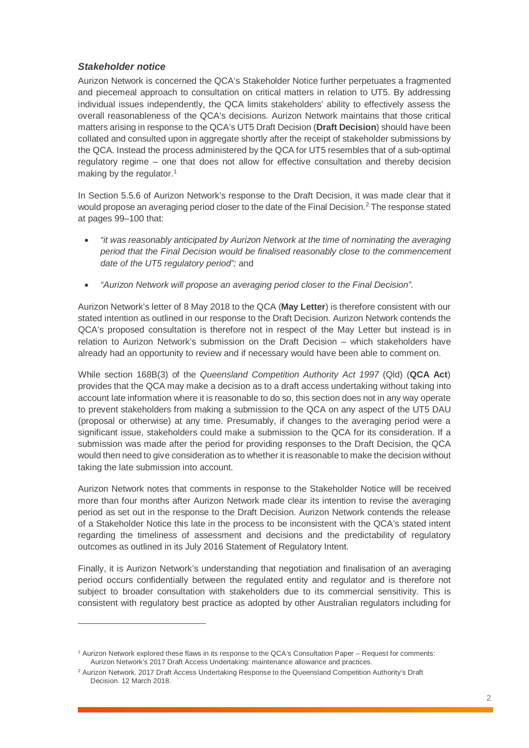### *Stakeholder notice*

Aurizon Network is concerned the QCA's Stakeholder Notice further perpetuates a fragmented and piecemeal approach to consultation on critical matters in relation to UT5. By addressing individual issues independently, the QCA limits stakeholders' ability to effectively assess the overall reasonableness of the QCA's decisions. Aurizon Network maintains that those critical matters arising in response to the QCA's UT5 Draft Decision (**Draft Decision**) should have been collated and consulted upon in aggregate shortly after the receipt of stakeholder submissions by the QCA. Instead the process administered by the QCA for UT5 resembles that of a sub-optimal regulatory regime – one that does not allow for effective consultation and thereby decision making by the regulator.[1]

In Section 5.5.6 of Aurizon Network's response to the Draft Decision, it was made clear that it would propose an averaging period closer to the date of the Final Decision.[2] The response stated at pages 99–100 that:

- *"it was reasonably anticipated by Aurizon Network at the time of nominating the averaging period that the Final Decision would be finalised reasonably close to the commencement date of the UT5 regulatory period";* and
- *"Aurizon Network will propose an averaging period closer to the Final Decision".*

Aurizon Network's letter of 8 May 2018 to the QCA (**May Letter**) is therefore consistent with our stated intention as outlined in our response to the Draft Decision. Aurizon Network contends the QCA's proposed consultation is therefore not in respect of the May Letter but instead is in relation to Aurizon Network's submission on the Draft Decision – which stakeholders have already had an opportunity to review and if necessary would have been able to comment on.

While section 168B(3) of the *Queensland Competition Authority Act 1997* (Qld) (**QCA Act**) provides that the QCA may make a decision as to a draft access undertaking without taking into account late information where it is reasonable to do so, this section does not in any way operate to prevent stakeholders from making a submission to the QCA on any aspect of the UT5 DAU (proposal or otherwise) at any time. Presumably, if changes to the averaging period were a significant issue, stakeholders could make a submission to the QCA for its consideration. If a submission was made after the period for providing responses to the Draft Decision, the QCA would then need to give consideration as to whether it is reasonable to make the decision without taking the late submission into account.

Aurizon Network notes that comments in response to the Stakeholder Notice will be received more than four months after Aurizon Network made clear its intention to revise the averaging period as set out in the response to the Draft Decision. Aurizon Network contends the release of a Stakeholder Notice this late in the process to be inconsistent with the QCA's stated intent regarding the timeliness of assessment and decisions and the predictability of regulatory outcomes as outlined in its July 2016 Statement of Regulatory Intent.

Finally, it is Aurizon Network's understanding that negotiation and finalisation of an averaging period occurs confidentially between the regulated entity and regulator and is therefore not subject to broader consultation with stakeholders due to its commercial sensitivity. This is consistent with regulatory best practice as adopted by other Australian regulators including for

---

[1] Aurizon Network explored these flaws in its response to the QCA's Consultation Paper – Request for comments: Aurizon Network's 2017 Draft Access Undertaking: maintenance allowance and practices.

[2] Aurizon Network. 2017 Draft Access Undertaking Response to the Queensland Competition Authority's Draft Decision. 12 March 2018.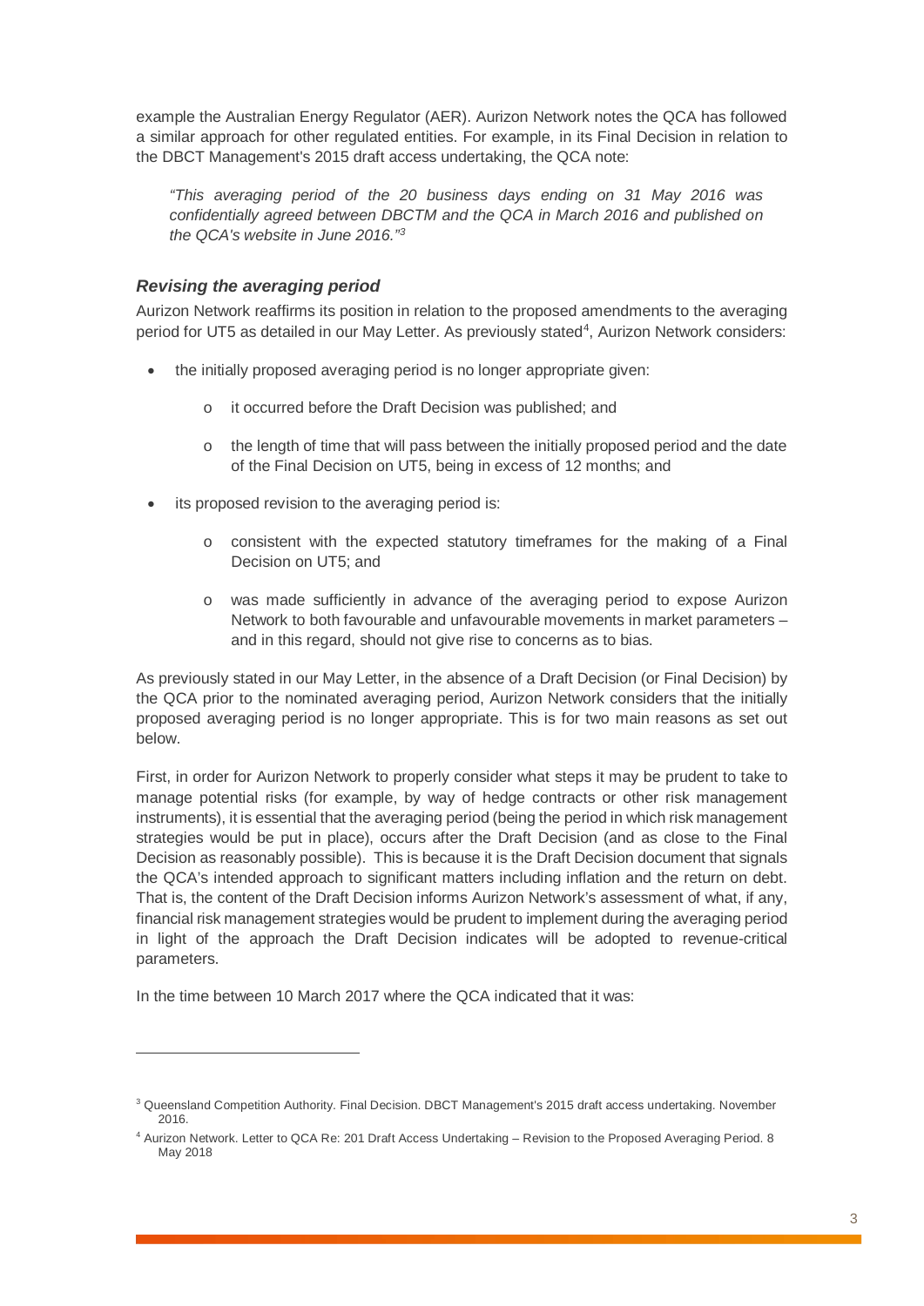example the Australian Energy Regulator (AER). Aurizon Network notes the QCA has followed a similar approach for other regulated entities. For example, in its Final Decision in relation to the DBCT Management's 2015 draft access undertaking, the QCA note:

> *"This averaging period of the 20 business days ending on 31 May 2016 was confidentially agreed between DBCTM and the QCA in March 2016 and published on the QCA's website in June 2016."*[3]

### *Revising the averaging period*

Aurizon Network reaffirms its position in relation to the proposed amendments to the averaging period for UT5 as detailed in our May Letter. As previously stated[4], Aurizon Network considers:

- the initially proposed averaging period is no longer appropriate given:
  - it occurred before the Draft Decision was published; and
  - the length of time that will pass between the initially proposed period and the date of the Final Decision on UT5, being in excess of 12 months; and
- its proposed revision to the averaging period is:
  - consistent with the expected statutory timeframes for the making of a Final Decision on UT5; and
  - was made sufficiently in advance of the averaging period to expose Aurizon Network to both favourable and unfavourable movements in market parameters – and in this regard, should not give rise to concerns as to bias.

As previously stated in our May Letter, in the absence of a Draft Decision (or Final Decision) by the QCA prior to the nominated averaging period, Aurizon Network considers that the initially proposed averaging period is no longer appropriate. This is for two main reasons as set out below.

First, in order for Aurizon Network to properly consider what steps it may be prudent to take to manage potential risks (for example, by way of hedge contracts or other risk management instruments), it is essential that the averaging period (being the period in which risk management strategies would be put in place), occurs after the Draft Decision (and as close to the Final Decision as reasonably possible). This is because it is the Draft Decision document that signals the QCA's intended approach to significant matters including inflation and the return on debt. That is, the content of the Draft Decision informs Aurizon Network's assessment of what, if any, financial risk management strategies would be prudent to implement during the averaging period in light of the approach the Draft Decision indicates will be adopted to revenue-critical parameters.

In the time between 10 March 2017 where the QCA indicated that it was:

---

[3] Queensland Competition Authority. Final Decision. DBCT Management's 2015 draft access undertaking. November 2016.

[4] Aurizon Network. Letter to QCA Re: 201 Draft Access Undertaking – Revision to the Proposed Averaging Period. 8 May 2018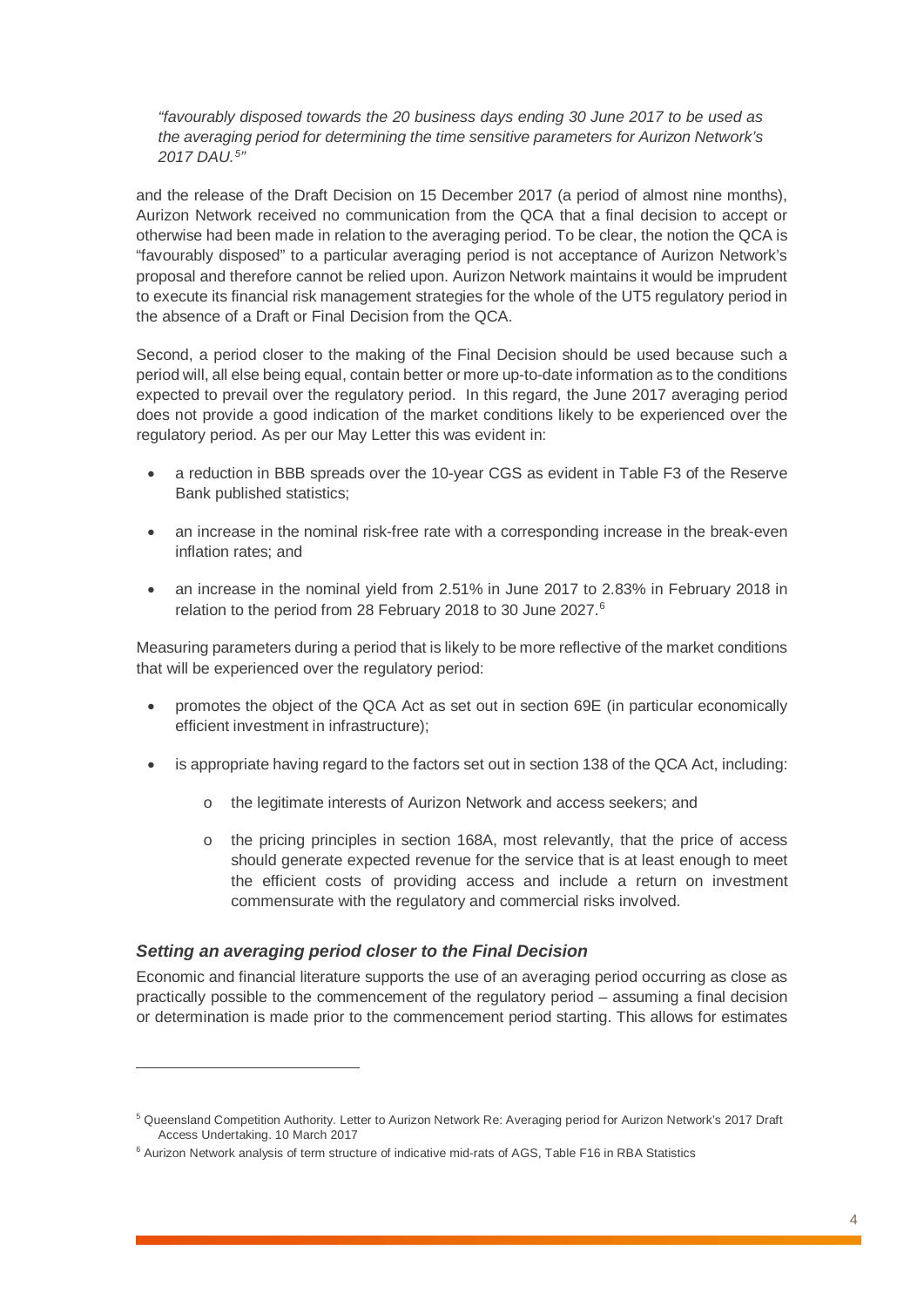*"favourably disposed towards the 20 business days ending 30 June 2017 to be used as the averaging period for determining the time sensitive parameters for Aurizon Network's 2017 DAU.[5]"*

and the release of the Draft Decision on 15 December 2017 (a period of almost nine months), Aurizon Network received no communication from the QCA that a final decision to accept or otherwise had been made in relation to the averaging period. To be clear, the notion the QCA is "favourably disposed" to a particular averaging period is not acceptance of Aurizon Network's proposal and therefore cannot be relied upon. Aurizon Network maintains it would be imprudent to execute its financial risk management strategies for the whole of the UT5 regulatory period in the absence of a Draft or Final Decision from the QCA.

Second, a period closer to the making of the Final Decision should be used because such a period will, all else being equal, contain better or more up-to-date information as to the conditions expected to prevail over the regulatory period. In this regard, the June 2017 averaging period does not provide a good indication of the market conditions likely to be experienced over the regulatory period. As per our May Letter this was evident in:

- a reduction in BBB spreads over the 10-year CGS as evident in Table F3 of the Reserve Bank published statistics;
- an increase in the nominal risk-free rate with a corresponding increase in the break-even inflation rates; and
- an increase in the nominal yield from 2.51% in June 2017 to 2.83% in February 2018 in relation to the period from 28 February 2018 to 30 June 2027.[6]

Measuring parameters during a period that is likely to be more reflective of the market conditions that will be experienced over the regulatory period:

- promotes the object of the QCA Act as set out in section 69E (in particular economically efficient investment in infrastructure);
- is appropriate having regard to the factors set out in section 138 of the QCA Act, including:
  - the legitimate interests of Aurizon Network and access seekers; and
  - the pricing principles in section 168A, most relevantly, that the price of access should generate expected revenue for the service that is at least enough to meet the efficient costs of providing access and include a return on investment commensurate with the regulatory and commercial risks involved.

### *Setting an averaging period closer to the Final Decision*

Economic and financial literature supports the use of an averaging period occurring as close as practically possible to the commencement of the regulatory period – assuming a final decision or determination is made prior to the commencement period starting. This allows for estimates

---

[5] Queensland Competition Authority. Letter to Aurizon Network Re: Averaging period for Aurizon Network's 2017 Draft Access Undertaking. 10 March 2017

[6] Aurizon Network analysis of term structure of indicative mid-rats of AGS, Table F16 in RBA Statistics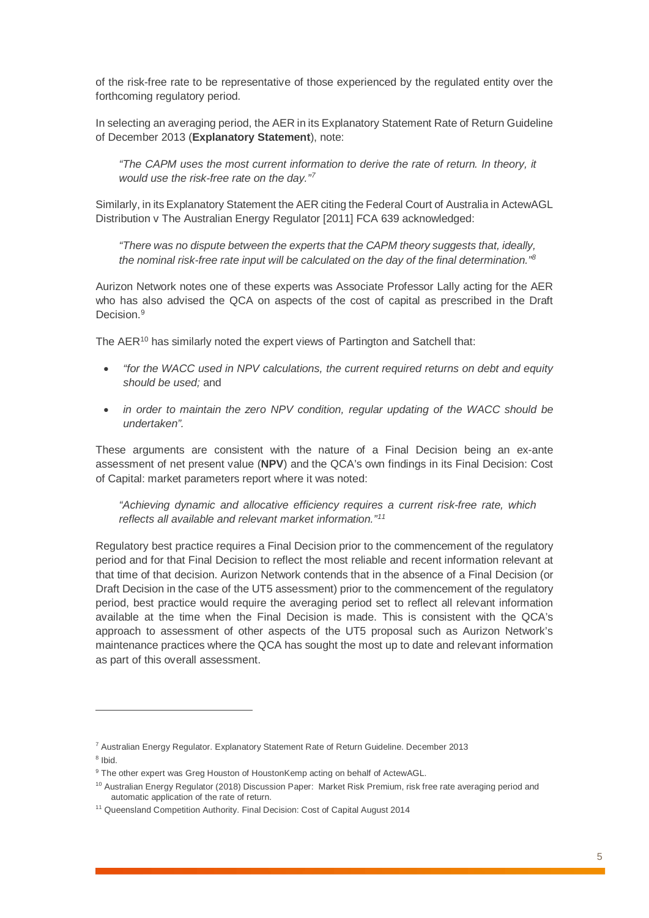of the risk-free rate to be representative of those experienced by the regulated entity over the forthcoming regulatory period.

In selecting an averaging period, the AER in its Explanatory Statement Rate of Return Guideline of December 2013 (**Explanatory Statement**), note:

> *"The CAPM uses the most current information to derive the rate of return. In theory, it would use the risk-free rate on the day."*[7]

Similarly, in its Explanatory Statement the AER citing the Federal Court of Australia in ActewAGL Distribution v The Australian Energy Regulator [2011] FCA 639 acknowledged:

> *"There was no dispute between the experts that the CAPM theory suggests that, ideally, the nominal risk-free rate input will be calculated on the day of the final determination."*[8]

Aurizon Network notes one of these experts was Associate Professor Lally acting for the AER who has also advised the QCA on aspects of the cost of capital as prescribed in the Draft Decision.[9]

The AER[10] has similarly noted the expert views of Partington and Satchell that:

- *"for the WACC used in NPV calculations, the current required returns on debt and equity should be used;* and
- *in order to maintain the zero NPV condition, regular updating of the WACC should be undertaken".*

These arguments are consistent with the nature of a Final Decision being an ex-ante assessment of net present value (**NPV**) and the QCA's own findings in its Final Decision: Cost of Capital: market parameters report where it was noted:

> *"Achieving dynamic and allocative efficiency requires a current risk-free rate, which reflects all available and relevant market information."*[11]

Regulatory best practice requires a Final Decision prior to the commencement of the regulatory period and for that Final Decision to reflect the most reliable and recent information relevant at that time of that decision. Aurizon Network contends that in the absence of a Final Decision (or Draft Decision in the case of the UT5 assessment) prior to the commencement of the regulatory period, best practice would require the averaging period set to reflect all relevant information available at the time when the Final Decision is made. This is consistent with the QCA's approach to assessment of other aspects of the UT5 proposal such as Aurizon Network's maintenance practices where the QCA has sought the most up to date and relevant information as part of this overall assessment.

---

[7] Australian Energy Regulator. Explanatory Statement Rate of Return Guideline. December 2013

[8] Ibid.

[9] The other expert was Greg Houston of HoustonKemp acting on behalf of ActewAGL.

[10] Australian Energy Regulator (2018) Discussion Paper: Market Risk Premium, risk free rate averaging period and automatic application of the rate of return.

[11] Queensland Competition Authority. Final Decision: Cost of Capital August 2014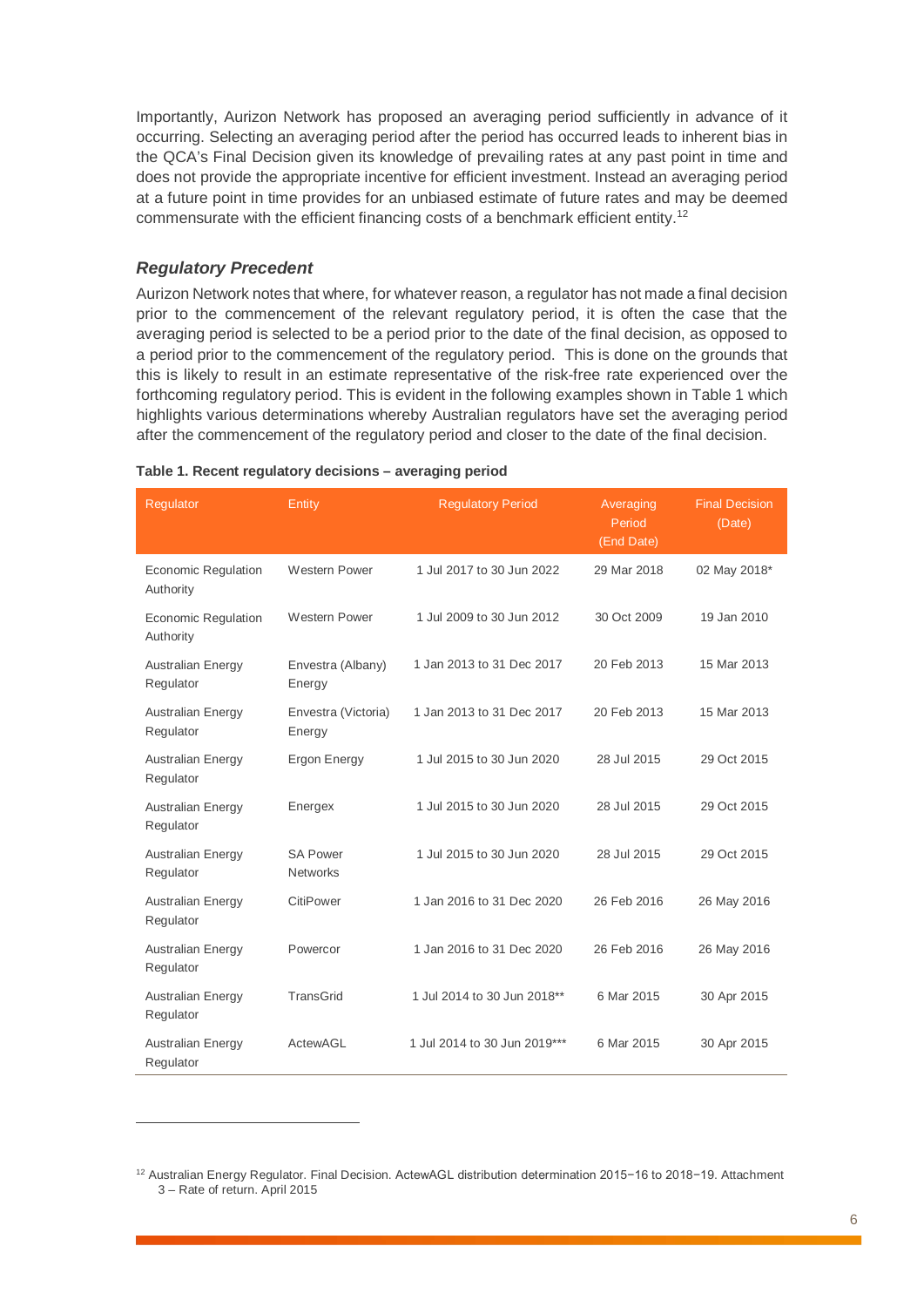Importantly, Aurizon Network has proposed an averaging period sufficiently in advance of it occurring. Selecting an averaging period after the period has occurred leads to inherent bias in the QCA's Final Decision given its knowledge of prevailing rates at any past point in time and does not provide the appropriate incentive for efficient investment. Instead an averaging period at a future point in time provides for an unbiased estimate of future rates and may be deemed commensurate with the efficient financing costs of a benchmark efficient entity.[12]

### *Regulatory Precedent*

Aurizon Network notes that where, for whatever reason, a regulator has not made a final decision prior to the commencement of the relevant regulatory period, it is often the case that the averaging period is selected to be a period prior to the date of the final decision, as opposed to a period prior to the commencement of the regulatory period. This is done on the grounds that this is likely to result in an estimate representative of the risk-free rate experienced over the forthcoming regulatory period. This is evident in the following examples shown in Table 1 which highlights various determinations whereby Australian regulators have set the averaging period after the commencement of the regulatory period and closer to the date of the final decision.

**Table 1. Recent regulatory decisions – averaging period**

| Regulator | Entity | Regulatory Period | Averaging Period (End Date) | Final Decision (Date) |
|---|---|---|---|---|
| Economic Regulation Authority | Western Power | 1 Jul 2017 to 30 Jun 2022 | 29 Mar 2018 | 02 May 2018* |
| Economic Regulation Authority | Western Power | 1 Jul 2009 to 30 Jun 2012 | 30 Oct 2009 | 19 Jan 2010 |
| Australian Energy Regulator | Envestra (Albany) Energy | 1 Jan 2013 to 31 Dec 2017 | 20 Feb 2013 | 15 Mar 2013 |
| Australian Energy Regulator | Envestra (Victoria) Energy | 1 Jan 2013 to 31 Dec 2017 | 20 Feb 2013 | 15 Mar 2013 |
| Australian Energy Regulator | Ergon Energy | 1 Jul 2015 to 30 Jun 2020 | 28 Jul 2015 | 29 Oct 2015 |
| Australian Energy Regulator | Energex | 1 Jul 2015 to 30 Jun 2020 | 28 Jul 2015 | 29 Oct 2015 |
| Australian Energy Regulator | SA Power Networks | 1 Jul 2015 to 30 Jun 2020 | 28 Jul 2015 | 29 Oct 2015 |
| Australian Energy Regulator | CitiPower | 1 Jan 2016 to 31 Dec 2020 | 26 Feb 2016 | 26 May 2016 |
| Australian Energy Regulator | Powercor | 1 Jan 2016 to 31 Dec 2020 | 26 Feb 2016 | 26 May 2016 |
| Australian Energy Regulator | TransGrid | 1 Jul 2014 to 30 Jun 2018** | 6 Mar 2015 | 30 Apr 2015 |
| Australian Energy Regulator | ActewAGL | 1 Jul 2014 to 30 Jun 2019*** | 6 Mar 2015 | 30 Apr 2015 |

[12] Australian Energy Regulator. Final Decision. ActewAGL distribution determination 2015−16 to 2018−19. Attachment 3 – Rate of return. April 2015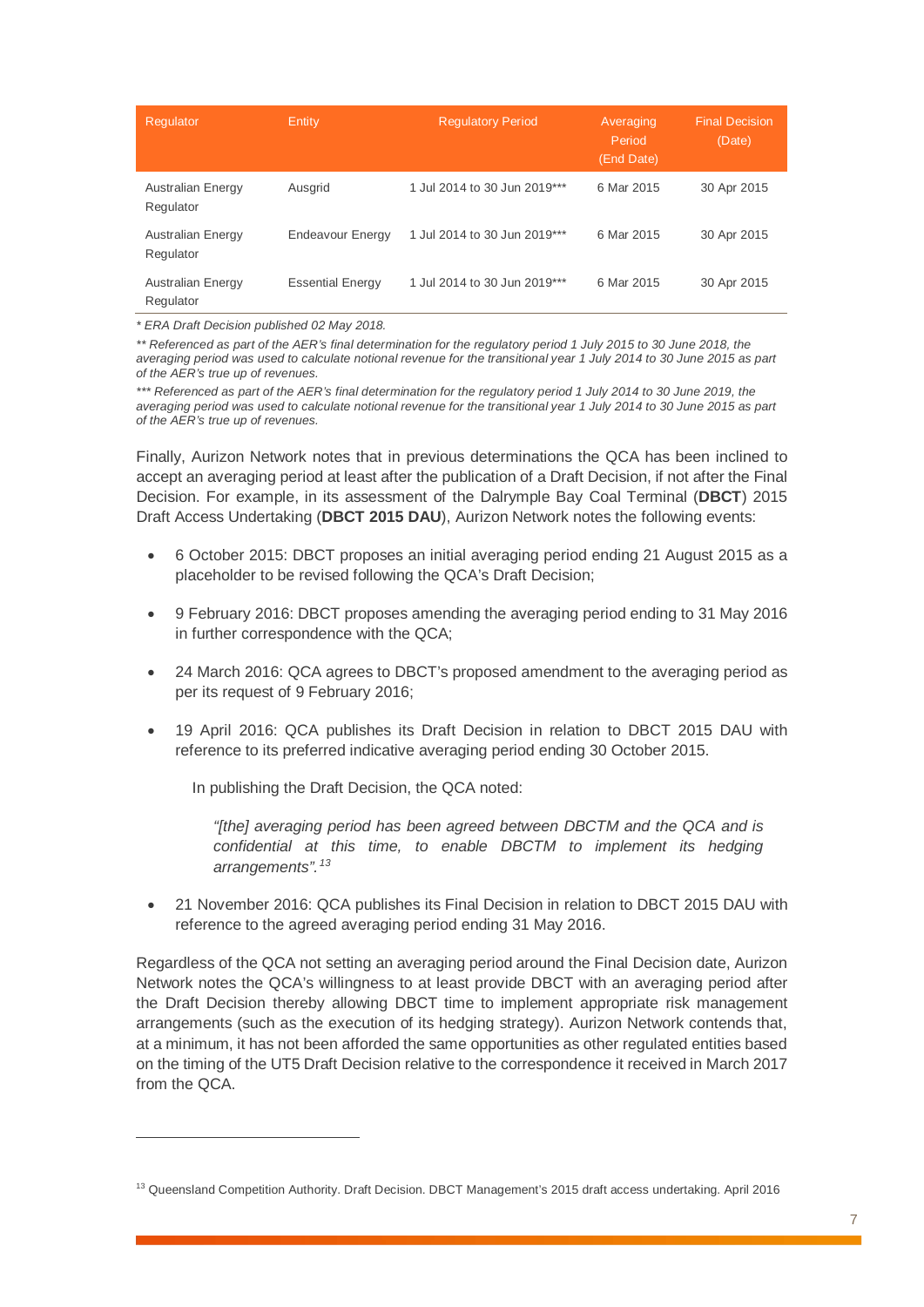| Regulator | Entity | Regulatory Period | Averaging Period (End Date) | Final Decision (Date) |
| --- | --- | --- | --- | --- |
| Australian Energy Regulator | Ausgrid | 1 Jul 2014 to 30 Jun 2019*** | 6 Mar 2015 | 30 Apr 2015 |
| Australian Energy Regulator | Endeavour Energy | 1 Jul 2014 to 30 Jun 2019*** | 6 Mar 2015 | 30 Apr 2015 |
| Australian Energy Regulator | Essential Energy | 1 Jul 2014 to 30 Jun 2019*** | 6 Mar 2015 | 30 Apr 2015 |

*\* ERA Draft Decision published 02 May 2018.*

*\*\* Referenced as part of the AER's final determination for the regulatory period 1 July 2015 to 30 June 2018, the averaging period was used to calculate notional revenue for the transitional year 1 July 2014 to 30 June 2015 as part of the AER's true up of revenues.*

*\*\*\* Referenced as part of the AER's final determination for the regulatory period 1 July 2014 to 30 June 2019, the averaging period was used to calculate notional revenue for the transitional year 1 July 2014 to 30 June 2015 as part of the AER's true up of revenues.*

Finally, Aurizon Network notes that in previous determinations the QCA has been inclined to accept an averaging period at least after the publication of a Draft Decision, if not after the Final Decision. For example, in its assessment of the Dalrymple Bay Coal Terminal (**DBCT**) 2015 Draft Access Undertaking (**DBCT 2015 DAU**), Aurizon Network notes the following events:

- 6 October 2015: DBCT proposes an initial averaging period ending 21 August 2015 as a placeholder to be revised following the QCA's Draft Decision;
- 9 February 2016: DBCT proposes amending the averaging period ending to 31 May 2016 in further correspondence with the QCA;
- 24 March 2016: QCA agrees to DBCT's proposed amendment to the averaging period as per its request of 9 February 2016;
- 19 April 2016: QCA publishes its Draft Decision in relation to DBCT 2015 DAU with reference to its preferred indicative averaging period ending 30 October 2015.

  In publishing the Draft Decision, the QCA noted:

  > *"[the] averaging period has been agreed between DBCTM and the QCA and is confidential at this time, to enable DBCTM to implement its hedging arrangements".*[13]

- 21 November 2016: QCA publishes its Final Decision in relation to DBCT 2015 DAU with reference to the agreed averaging period ending 31 May 2016.

Regardless of the QCA not setting an averaging period around the Final Decision date, Aurizon Network notes the QCA's willingness to at least provide DBCT with an averaging period after the Draft Decision thereby allowing DBCT time to implement appropriate risk management arrangements (such as the execution of its hedging strategy). Aurizon Network contends that, at a minimum, it has not been afforded the same opportunities as other regulated entities based on the timing of the UT5 Draft Decision relative to the correspondence it received in March 2017 from the QCA.

[13] Queensland Competition Authority. Draft Decision. DBCT Management's 2015 draft access undertaking. April 2016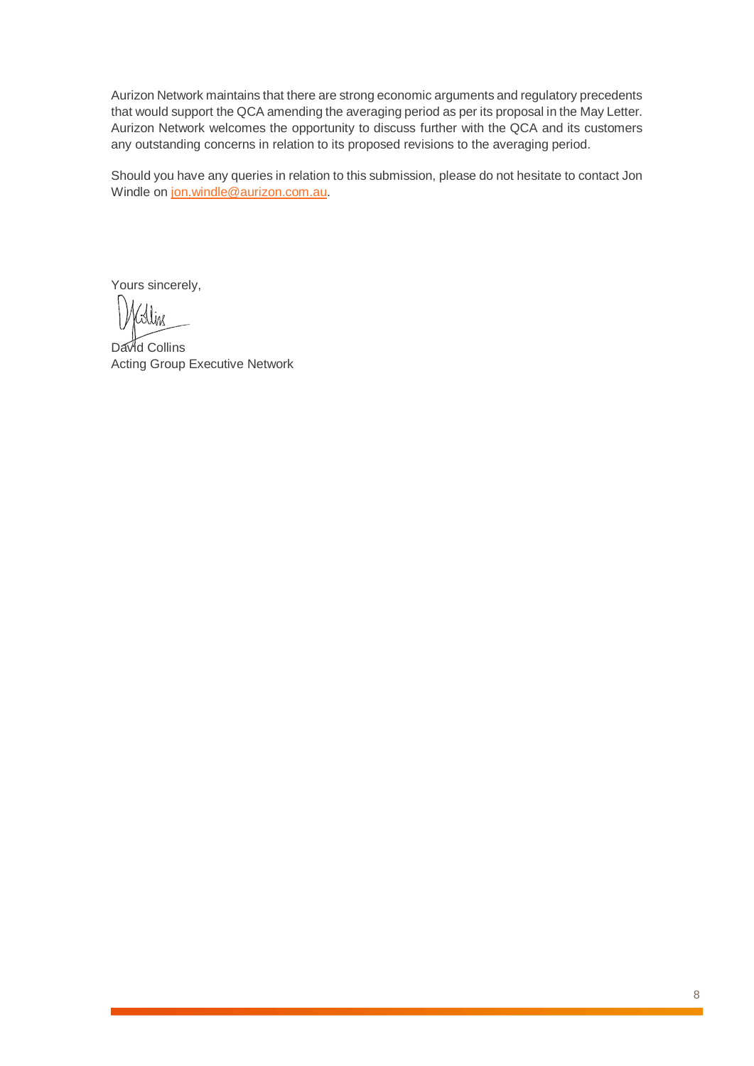Aurizon Network maintains that there are strong economic arguments and regulatory precedents that would support the QCA amending the averaging period as per its proposal in the May Letter. Aurizon Network welcomes the opportunity to discuss further with the QCA and its customers any outstanding concerns in relation to its proposed revisions to the averaging period.

Should you have any queries in relation to this submission, please do not hesitate to contact Jon Windle on jon.windle@aurizon.com.au.

Yours sincerely,

David Collins
Acting Group Executive Network